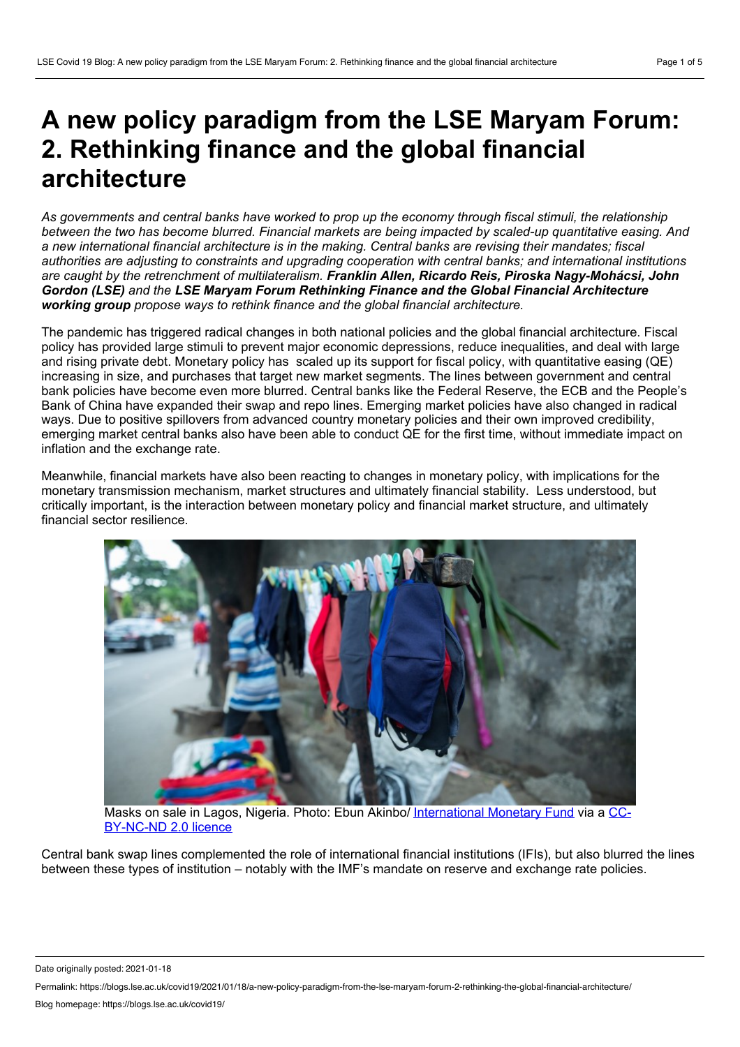# A new policy paradigm from the LSE Maryam Forum: 2. Rethinking finance and the global financial architecture

*As governments and central banks have worked to prop up the economy through fiscal stimuli, the relationship between the two has become blurred. Financial markets are being impacted by scaled-up quantitative easing. And a new international financial architecture is in the making. Central banks are revising their mandates; fiscal authorities are adjusting to constraints and upgrading cooperation with central banks; and international institutions are caught by the retrenchment of multilateralism.* ***Franklin Allen, Ricardo Reis, Piroska Nagy-Mohácsi, John Gordon (LSE)*** *and the* ***LSE Maryam Forum Rethinking Finance and the Global Financial Architecture working group*** *propose ways to rethink finance and the global financial architecture.*

The pandemic has triggered radical changes in both national policies and the global financial architecture. Fiscal policy has provided large stimuli to prevent major economic depressions, reduce inequalities, and deal with large and rising private debt. Monetary policy has scaled up its support for fiscal policy, with quantitative easing (QE) increasing in size, and purchases that target new market segments. The lines between government and central bank policies have become even more blurred. Central banks like the Federal Reserve, the ECB and the People's Bank of China have expanded their swap and repo lines. Emerging market policies have also changed in radical ways. Due to positive spillovers from advanced country monetary policies and their own improved credibility, emerging market central banks also have been able to conduct QE for the first time, without immediate impact on inflation and the exchange rate.

Meanwhile, financial markets have also been reacting to changes in monetary policy, with implications for the monetary transmission mechanism, market structures and ultimately financial stability. Less understood, but critically important, is the interaction between monetary policy and financial market structure, and ultimately financial sector resilience.

Masks on sale in Lagos, Nigeria. Photo: Ebun Akinbo/ International Monetary Fund via a CC-BY-NC-ND 2.0 licence

Central bank swap lines complemented the role of international financial institutions (IFIs), but also blurred the lines between these types of institution – notably with the IMF's mandate on reserve and exchange rate policies.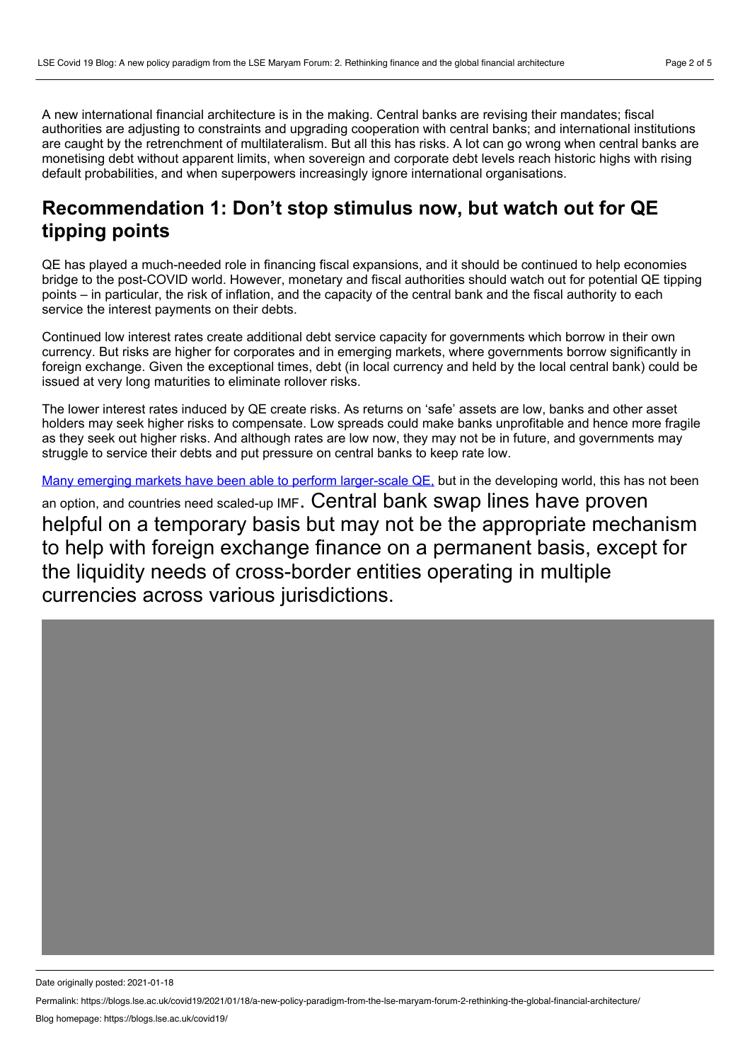A new international financial architecture is in the making. Central banks are revising their mandates; fiscal authorities are adjusting to constraints and upgrading cooperation with central banks; and international institutions are caught by the retrenchment of multilateralism. But all this has risks. A lot can go wrong when central banks are monetising debt without apparent limits, when sovereign and corporate debt levels reach historic highs with rising default probabilities, and when superpowers increasingly ignore international organisations.

## Recommendation 1: Don't stop stimulus now, but watch out for QE tipping points

QE has played a much-needed role in financing fiscal expansions, and it should be continued to help economies bridge to the post-COVID world. However, monetary and fiscal authorities should watch out for potential QE tipping points – in particular, the risk of inflation, and the capacity of the central bank and the fiscal authority to each service the interest payments on their debts.

Continued low interest rates create additional debt service capacity for governments which borrow in their own currency. But risks are higher for corporates and in emerging markets, where governments borrow significantly in foreign exchange. Given the exceptional times, debt (in local currency and held by the local central bank) could be issued at very long maturities to eliminate rollover risks.

The lower interest rates induced by QE create risks. As returns on 'safe' assets are low, banks and other asset holders may seek higher risks to compensate. Low spreads could make banks unprofitable and hence more fragile as they seek out higher risks. And although rates are low now, they may not be in future, and governments may struggle to service their debts and put pressure on central banks to keep rate low.

Many emerging markets have been able to perform larger-scale QE, but in the developing world, this has not been an option, and countries need scaled-up IMF. Central bank swap lines have proven helpful on a temporary basis but may not be the appropriate mechanism to help with foreign exchange finance on a permanent basis, except for the liquidity needs of cross-border entities operating in multiple currencies across various jurisdictions.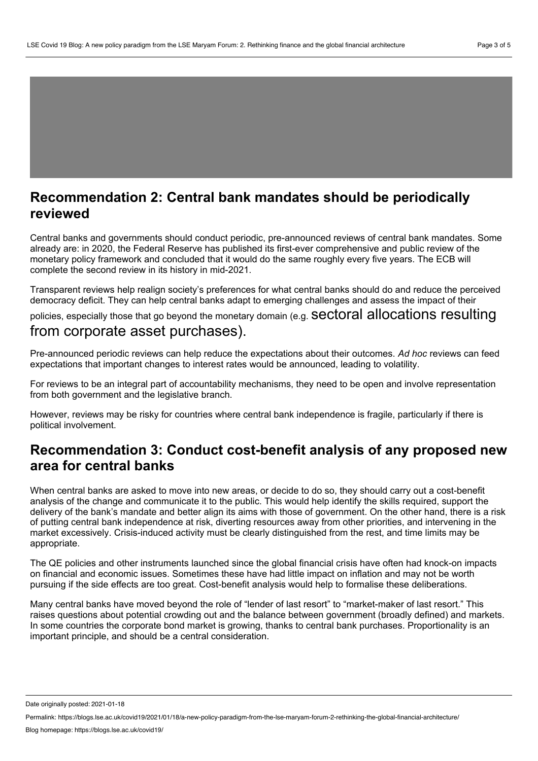## Recommendation 2: Central bank mandates should be periodically reviewed

Central banks and governments should conduct periodic, pre-announced reviews of central bank mandates. Some already are: in 2020, the Federal Reserve has published its first-ever comprehensive and public review of the monetary policy framework and concluded that it would do the same roughly every five years. The ECB will complete the second review in its history in mid-2021.

Transparent reviews help realign society's preferences for what central banks should do and reduce the perceived democracy deficit. They can help central banks adapt to emerging challenges and assess the impact of their policies, especially those that go beyond the monetary domain (e.g. sectoral allocations resulting from corporate asset purchases).

Pre-announced periodic reviews can help reduce the expectations about their outcomes. *Ad hoc* reviews can feed expectations that important changes to interest rates would be announced, leading to volatility.

For reviews to be an integral part of accountability mechanisms, they need to be open and involve representation from both government and the legislative branch.

However, reviews may be risky for countries where central bank independence is fragile, particularly if there is political involvement.

## Recommendation 3: Conduct cost-benefit analysis of any proposed new area for central banks

When central banks are asked to move into new areas, or decide to do so, they should carry out a cost-benefit analysis of the change and communicate it to the public. This would help identify the skills required, support the delivery of the bank's mandate and better align its aims with those of government. On the other hand, there is a risk of putting central bank independence at risk, diverting resources away from other priorities, and intervening in the market excessively. Crisis-induced activity must be clearly distinguished from the rest, and time limits may be appropriate.

The QE policies and other instruments launched since the global financial crisis have often had knock-on impacts on financial and economic issues. Sometimes these have had little impact on inflation and may not be worth pursuing if the side effects are too great. Cost-benefit analysis would help to formalise these deliberations.

Many central banks have moved beyond the role of "lender of last resort" to "market-maker of last resort." This raises questions about potential crowding out and the balance between government (broadly defined) and markets. In some countries the corporate bond market is growing, thanks to central bank purchases. Proportionality is an important principle, and should be a central consideration.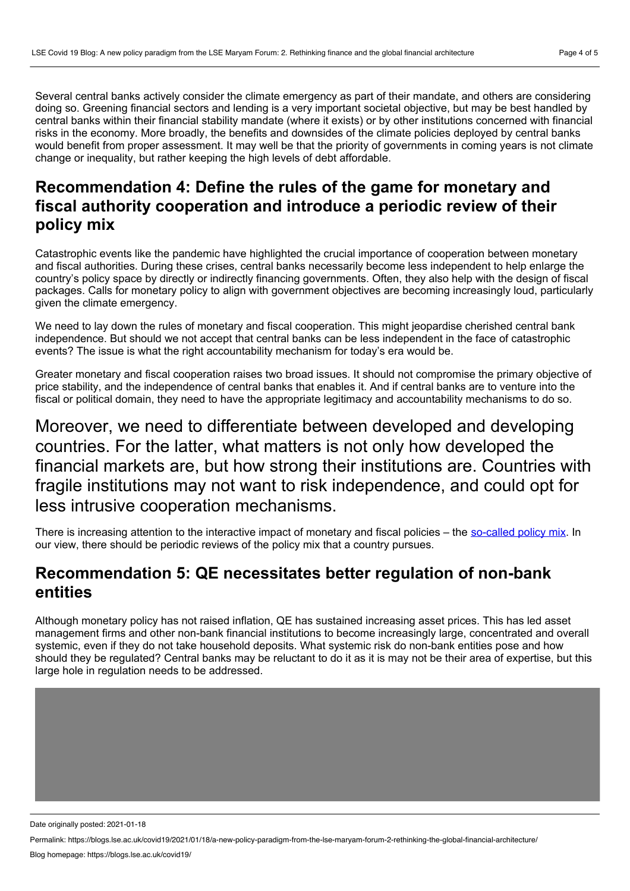Several central banks actively consider the climate emergency as part of their mandate, and others are considering doing so. Greening financial sectors and lending is a very important societal objective, but may be best handled by central banks within their financial stability mandate (where it exists) or by other institutions concerned with financial risks in the economy. More broadly, the benefits and downsides of the climate policies deployed by central banks would benefit from proper assessment. It may well be that the priority of governments in coming years is not climate change or inequality, but rather keeping the high levels of debt affordable.

## Recommendation 4: Define the rules of the game for monetary and fiscal authority cooperation and introduce a periodic review of their policy mix

Catastrophic events like the pandemic have highlighted the crucial importance of cooperation between monetary and fiscal authorities. During these crises, central banks necessarily become less independent to help enlarge the country's policy space by directly or indirectly financing governments. Often, they also help with the design of fiscal packages. Calls for monetary policy to align with government objectives are becoming increasingly loud, particularly given the climate emergency.

We need to lay down the rules of monetary and fiscal cooperation. This might jeopardise cherished central bank independence. But should we not accept that central banks can be less independent in the face of catastrophic events? The issue is what the right accountability mechanism for today's era would be.

Greater monetary and fiscal cooperation raises two broad issues. It should not compromise the primary objective of price stability, and the independence of central banks that enables it. And if central banks are to venture into the fiscal or political domain, they need to have the appropriate legitimacy and accountability mechanisms to do so.

> Moreover, we need to differentiate between developed and developing countries. For the latter, what matters is not only how developed the financial markets are, but how strong their institutions are. Countries with fragile institutions may not want to risk independence, and could opt for less intrusive cooperation mechanisms.

There is increasing attention to the interactive impact of monetary and fiscal policies – the so-called policy mix. In our view, there should be periodic reviews of the policy mix that a country pursues.

## Recommendation 5: QE necessitates better regulation of non-bank entities

Although monetary policy has not raised inflation, QE has sustained increasing asset prices. This has led asset management firms and other non-bank financial institutions to become increasingly large, concentrated and overall systemic, even if they do not take household deposits. What systemic risk do non-bank entities pose and how should they be regulated? Central banks may be reluctant to do it as it is may not be their area of expertise, but this large hole in regulation needs to be addressed.

Date originally posted: 2021-01-18

Permalink: https://blogs.lse.ac.uk/covid19/2021/01/18/a-new-policy-paradigm-from-the-lse-maryam-forum-2-rethinking-the-global-financial-architecture/

Blog homepage: https://blogs.lse.ac.uk/covid19/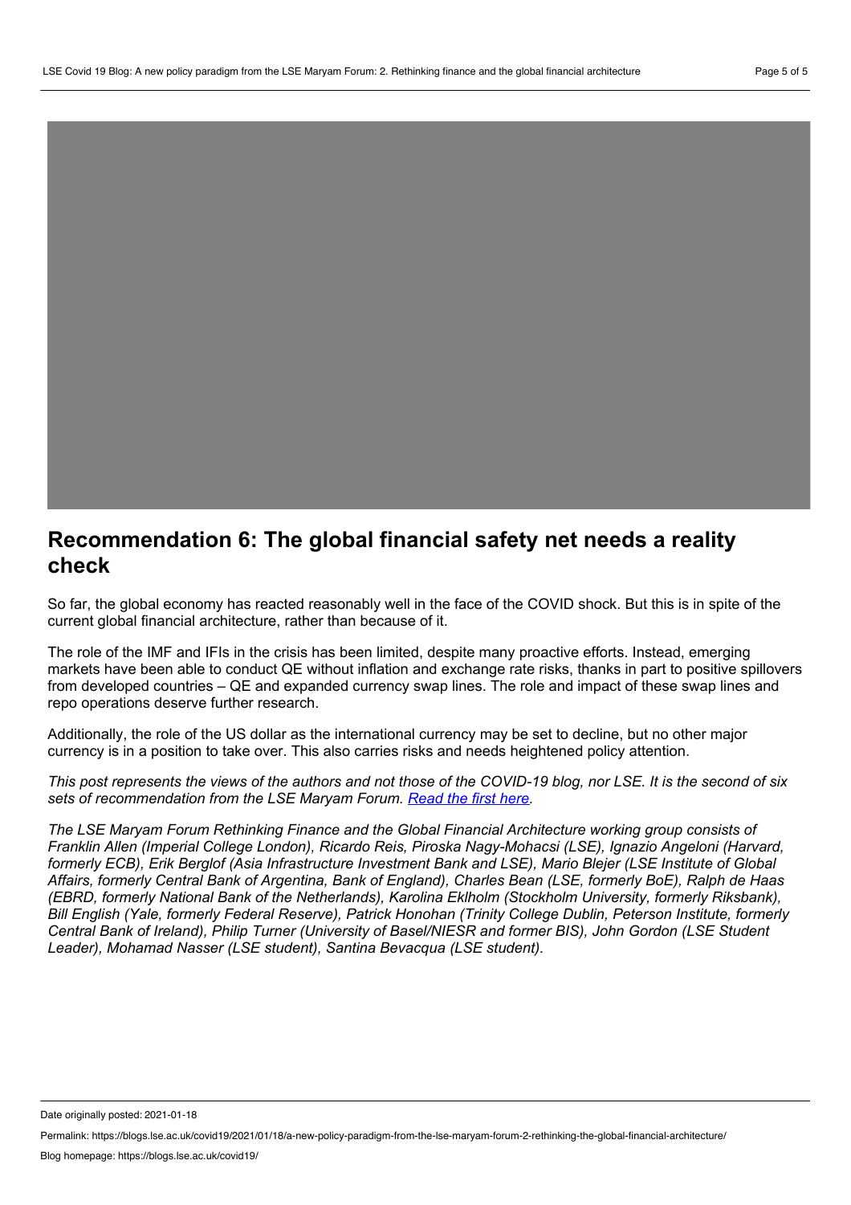## Recommendation 6: The global financial safety net needs a reality check

So far, the global economy has reacted reasonably well in the face of the COVID shock. But this is in spite of the current global financial architecture, rather than because of it.

The role of the IMF and IFIs in the crisis has been limited, despite many proactive efforts. Instead, emerging markets have been able to conduct QE without inflation and exchange rate risks, thanks in part to positive spillovers from developed countries – QE and expanded currency swap lines. The role and impact of these swap lines and repo operations deserve further research.

Additionally, the role of the US dollar as the international currency may be set to decline, but no other major currency is in a position to take over. This also carries risks and needs heightened policy attention.

*This post represents the views of the authors and not those of the COVID-19 blog, nor LSE. It is the second of six sets of recommendation from the LSE Maryam Forum. [Read the first here](#).*

*The LSE Maryam Forum Rethinking Finance and the Global Financial Architecture working group consists of Franklin Allen (Imperial College London), Ricardo Reis, Piroska Nagy-Mohacsi (LSE), Ignazio Angeloni (Harvard, formerly ECB), Erik Berglof (Asia Infrastructure Investment Bank and LSE), Mario Blejer (LSE Institute of Global Affairs, formerly Central Bank of Argentina, Bank of England), Charles Bean (LSE, formerly BoE), Ralph de Haas (EBRD, formerly National Bank of the Netherlands), Karolina Eklholm (Stockholm University, formerly Riksbank), Bill English (Yale, formerly Federal Reserve), Patrick Honohan (Trinity College Dublin, Peterson Institute, formerly Central Bank of Ireland), Philip Turner (University of Basel/NIESR and former BIS), John Gordon (LSE Student Leader), Mohamad Nasser (LSE student), Santina Bevacqua (LSE student).*

Date originally posted: 2021-01-18

Permalink: https://blogs.lse.ac.uk/covid19/2021/01/18/a-new-policy-paradigm-from-the-lse-maryam-forum-2-rethinking-the-global-financial-architecture/

Blog homepage: https://blogs.lse.ac.uk/covid19/